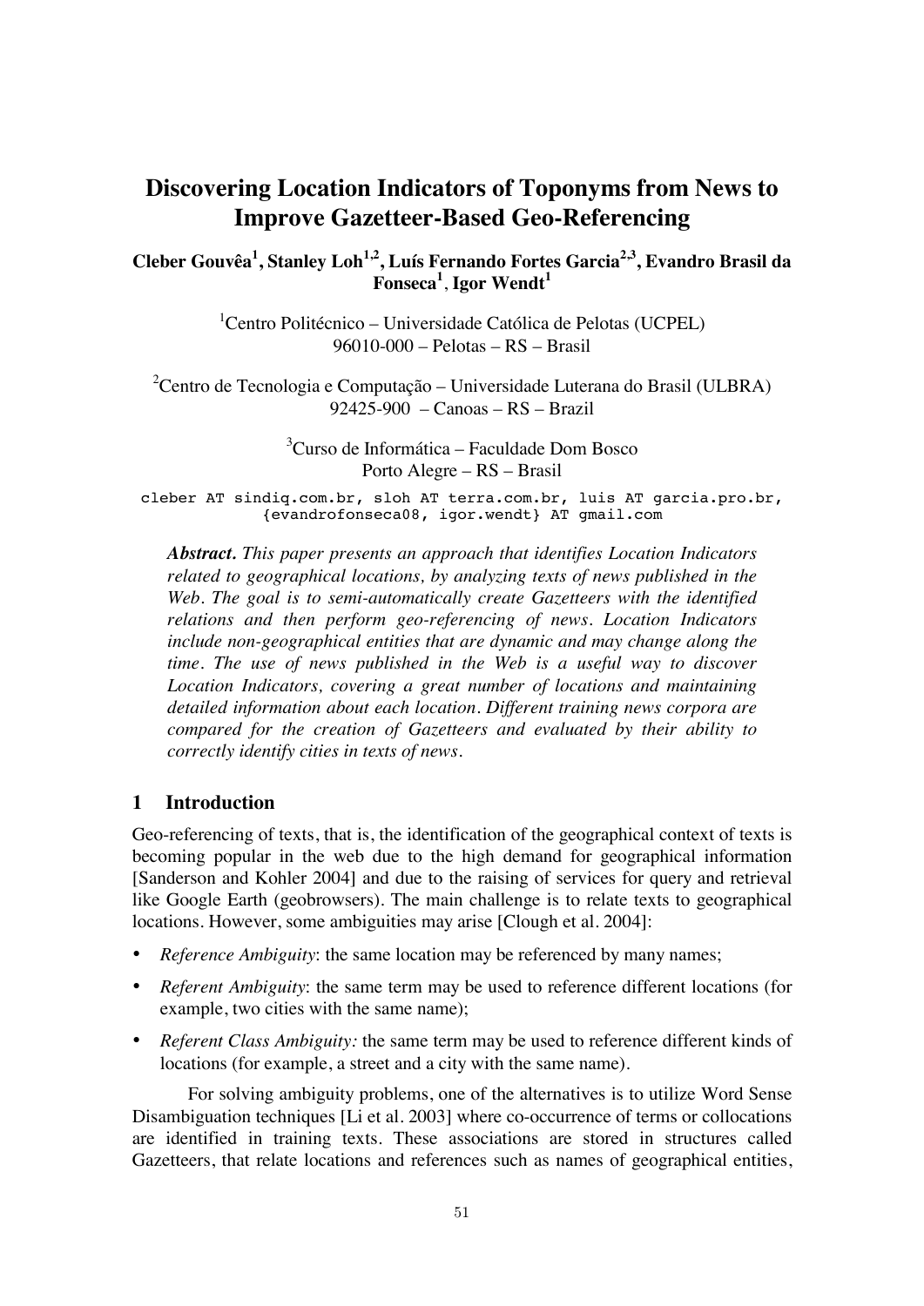# Discovering Location Indicators of Toponyms from News to Improve Gazetteer-Based Geo-Referencing

**Cleber Gouvêa[1], Stanley Loh[1,2], Luís Fernando Fortes Garcia[2,3], Evandro Brasil da Fonseca[1], Igor Wendt[1]**

[1]Centro Politécnico – Universidade Católica de Pelotas (UCPEL)
96010-000 – Pelotas – RS – Brasil

[2]Centro de Tecnologia e Computação – Universidade Luterana do Brasil (ULBRA)
92425-900 – Canoas – RS – Brazil

[3]Curso de Informática – Faculdade Dom Bosco
Porto Alegre – RS – Brasil

cleber AT sindiq.com.br, sloh AT terra.com.br, luis AT garcia.pro.br, {evandrofonseca08, igor.wendt} AT gmail.com

***Abstract.*** *This paper presents an approach that identifies Location Indicators related to geographical locations, by analyzing texts of news published in the Web. The goal is to semi-automatically create Gazetteers with the identified relations and then perform geo-referencing of news. Location Indicators include non-geographical entities that are dynamic and may change along the time. The use of news published in the Web is a useful way to discover Location Indicators, covering a great number of locations and maintaining detailed information about each location. Different training news corpora are compared for the creation of Gazetteers and evaluated by their ability to correctly identify cities in texts of news.*

## 1 Introduction

Geo-referencing of texts, that is, the identification of the geographical context of texts is becoming popular in the web due to the high demand for geographical information [Sanderson and Kohler 2004] and due to the raising of services for query and retrieval like Google Earth (geobrowsers). The main challenge is to relate texts to geographical locations. However, some ambiguities may arise [Clough et al. 2004]:

- *Reference Ambiguity*: the same location may be referenced by many names;
- *Referent Ambiguity*: the same term may be used to reference different locations (for example, two cities with the same name);
- *Referent Class Ambiguity:* the same term may be used to reference different kinds of locations (for example, a street and a city with the same name).

For solving ambiguity problems, one of the alternatives is to utilize Word Sense Disambiguation techniques [Li et al. 2003] where co-occurrence of terms or collocations are identified in training texts. These associations are stored in structures called Gazetteers, that relate locations and references such as names of geographical entities,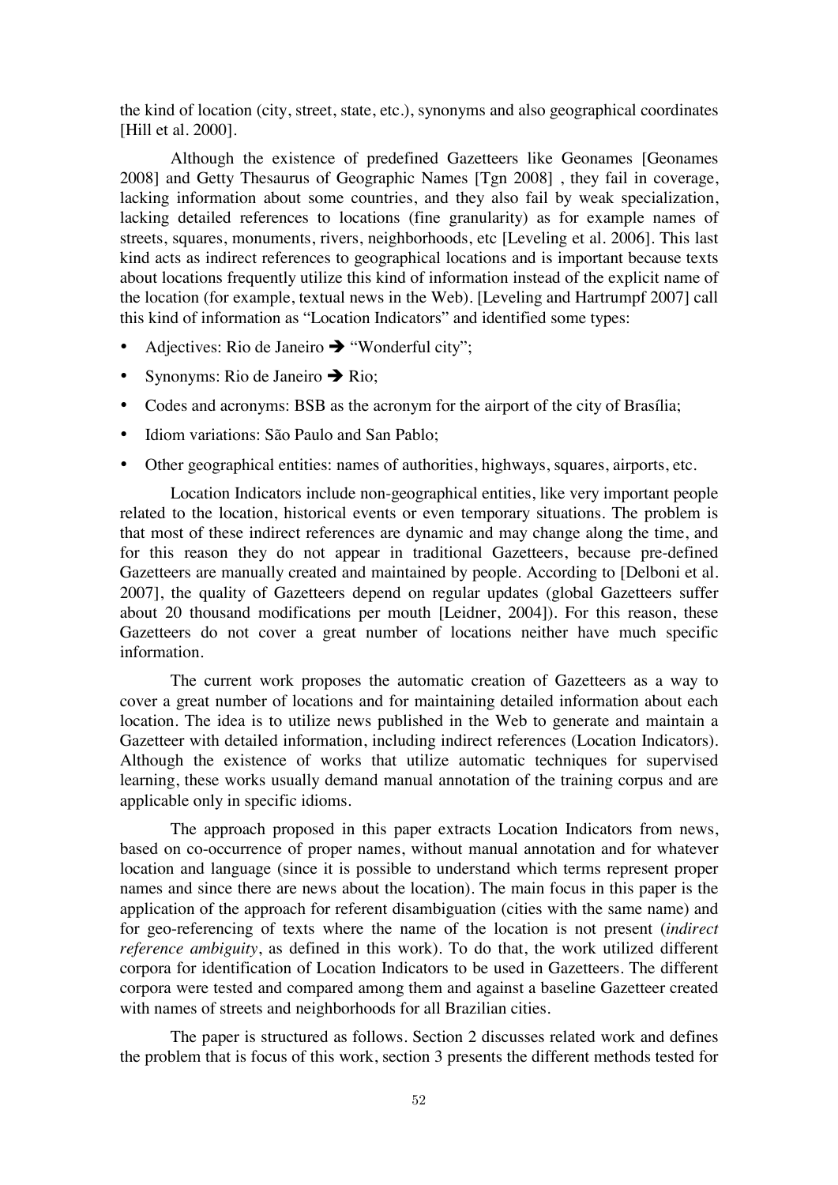the kind of location (city, street, state, etc.), synonyms and also geographical coordinates [Hill et al. 2000].

Although the existence of predefined Gazetteers like Geonames [Geonames 2008] and Getty Thesaurus of Geographic Names [Tgn 2008] , they fail in coverage, lacking information about some countries, and they also fail by weak specialization, lacking detailed references to locations (fine granularity) as for example names of streets, squares, monuments, rivers, neighborhoods, etc [Leveling et al. 2006]. This last kind acts as indirect references to geographical locations and is important because texts about locations frequently utilize this kind of information instead of the explicit name of the location (for example, textual news in the Web). [Leveling and Hartrumpf 2007] call this kind of information as "Location Indicators" and identified some types:

- Adjectives: Rio de Janeiro ➔ "Wonderful city";
- Synonyms: Rio de Janeiro ➔ Rio;
- Codes and acronyms: BSB as the acronym for the airport of the city of Brasília;
- Idiom variations: São Paulo and San Pablo;
- Other geographical entities: names of authorities, highways, squares, airports, etc.

Location Indicators include non-geographical entities, like very important people related to the location, historical events or even temporary situations. The problem is that most of these indirect references are dynamic and may change along the time, and for this reason they do not appear in traditional Gazetteers, because pre-defined Gazetteers are manually created and maintained by people. According to [Delboni et al. 2007], the quality of Gazetteers depend on regular updates (global Gazetteers suffer about 20 thousand modifications per mouth [Leidner, 2004]). For this reason, these Gazetteers do not cover a great number of locations neither have much specific information.

The current work proposes the automatic creation of Gazetteers as a way to cover a great number of locations and for maintaining detailed information about each location. The idea is to utilize news published in the Web to generate and maintain a Gazetteer with detailed information, including indirect references (Location Indicators). Although the existence of works that utilize automatic techniques for supervised learning, these works usually demand manual annotation of the training corpus and are applicable only in specific idioms.

The approach proposed in this paper extracts Location Indicators from news, based on co-occurrence of proper names, without manual annotation and for whatever location and language (since it is possible to understand which terms represent proper names and since there are news about the location). The main focus in this paper is the application of the approach for referent disambiguation (cities with the same name) and for geo-referencing of texts where the name of the location is not present (*indirect reference ambiguity*, as defined in this work). To do that, the work utilized different corpora for identification of Location Indicators to be used in Gazetteers. The different corpora were tested and compared among them and against a baseline Gazetteer created with names of streets and neighborhoods for all Brazilian cities.

The paper is structured as follows. Section 2 discusses related work and defines the problem that is focus of this work, section 3 presents the different methods tested for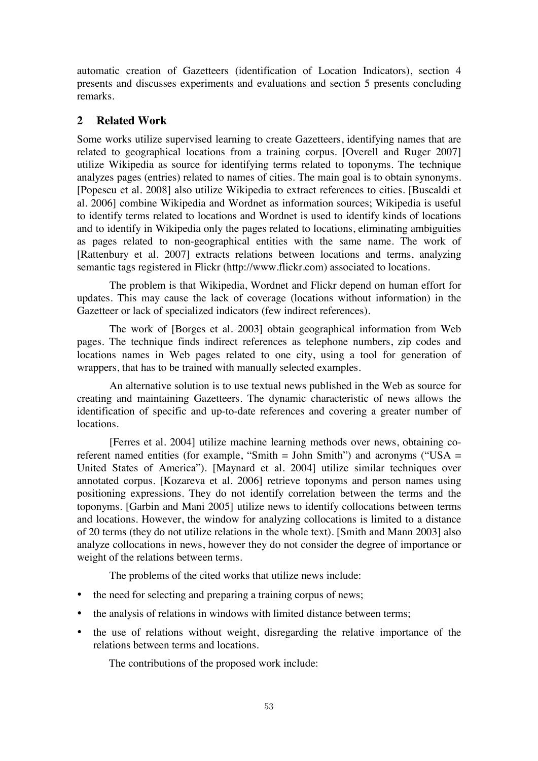automatic creation of Gazetteers (identification of Location Indicators), section 4 presents and discusses experiments and evaluations and section 5 presents concluding remarks.

## 2 Related Work

Some works utilize supervised learning to create Gazetteers, identifying names that are related to geographical locations from a training corpus. [Overell and Ruger 2007] utilize Wikipedia as source for identifying terms related to toponyms. The technique analyzes pages (entries) related to names of cities. The main goal is to obtain synonyms. [Popescu et al. 2008] also utilize Wikipedia to extract references to cities. [Buscaldi et al. 2006] combine Wikipedia and Wordnet as information sources; Wikipedia is useful to identify terms related to locations and Wordnet is used to identify kinds of locations and to identify in Wikipedia only the pages related to locations, eliminating ambiguities as pages related to non-geographical entities with the same name. The work of [Rattenbury et al. 2007] extracts relations between locations and terms, analyzing semantic tags registered in Flickr (http://www.flickr.com) associated to locations.

The problem is that Wikipedia, Wordnet and Flickr depend on human effort for updates. This may cause the lack of coverage (locations without information) in the Gazetteer or lack of specialized indicators (few indirect references).

The work of [Borges et al. 2003] obtain geographical information from Web pages. The technique finds indirect references as telephone numbers, zip codes and locations names in Web pages related to one city, using a tool for generation of wrappers, that has to be trained with manually selected examples.

An alternative solution is to use textual news published in the Web as source for creating and maintaining Gazetteers. The dynamic characteristic of news allows the identification of specific and up-to-date references and covering a greater number of locations.

[Ferres et al. 2004] utilize machine learning methods over news, obtaining co-referent named entities (for example, "Smith = John Smith") and acronyms ("USA = United States of America"). [Maynard et al. 2004] utilize similar techniques over annotated corpus. [Kozareva et al. 2006] retrieve toponyms and person names using positioning expressions. They do not identify correlation between the terms and the toponyms. [Garbin and Mani 2005] utilize news to identify collocations between terms and locations. However, the window for analyzing collocations is limited to a distance of 20 terms (they do not utilize relations in the whole text). [Smith and Mann 2003] also analyze collocations in news, however they do not consider the degree of importance or weight of the relations between terms.

The problems of the cited works that utilize news include:

- the need for selecting and preparing a training corpus of news;
- the analysis of relations in windows with limited distance between terms;
- the use of relations without weight, disregarding the relative importance of the relations between terms and locations.

The contributions of the proposed work include: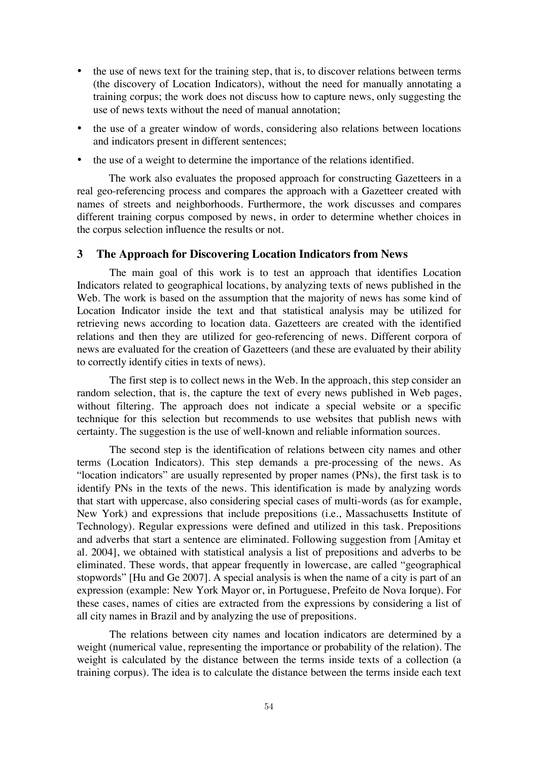- the use of news text for the training step, that is, to discover relations between terms (the discovery of Location Indicators), without the need for manually annotating a training corpus; the work does not discuss how to capture news, only suggesting the use of news texts without the need of manual annotation;
- the use of a greater window of words, considering also relations between locations and indicators present in different sentences;
- the use of a weight to determine the importance of the relations identified.

The work also evaluates the proposed approach for constructing Gazetteers in a real geo-referencing process and compares the approach with a Gazetteer created with names of streets and neighborhoods. Furthermore, the work discusses and compares different training corpus composed by news, in order to determine whether choices in the corpus selection influence the results or not.

## 3 The Approach for Discovering Location Indicators from News

The main goal of this work is to test an approach that identifies Location Indicators related to geographical locations, by analyzing texts of news published in the Web. The work is based on the assumption that the majority of news has some kind of Location Indicator inside the text and that statistical analysis may be utilized for retrieving news according to location data. Gazetteers are created with the identified relations and then they are utilized for geo-referencing of news. Different corpora of news are evaluated for the creation of Gazetteers (and these are evaluated by their ability to correctly identify cities in texts of news).

The first step is to collect news in the Web. In the approach, this step consider an random selection, that is, the capture the text of every news published in Web pages, without filtering. The approach does not indicate a special website or a specific technique for this selection but recommends to use websites that publish news with certainty. The suggestion is the use of well-known and reliable information sources.

The second step is the identification of relations between city names and other terms (Location Indicators). This step demands a pre-processing of the news. As "location indicators" are usually represented by proper names (PNs), the first task is to identify PNs in the texts of the news. This identification is made by analyzing words that start with uppercase, also considering special cases of multi-words (as for example, New York) and expressions that include prepositions (i.e., Massachusetts Institute of Technology). Regular expressions were defined and utilized in this task. Prepositions and adverbs that start a sentence are eliminated. Following suggestion from [Amitay et al. 2004], we obtained with statistical analysis a list of prepositions and adverbs to be eliminated. These words, that appear frequently in lowercase, are called "geographical stopwords" [Hu and Ge 2007]. A special analysis is when the name of a city is part of an expression (example: New York Mayor or, in Portuguese, Prefeito de Nova Iorque). For these cases, names of cities are extracted from the expressions by considering a list of all city names in Brazil and by analyzing the use of prepositions.

The relations between city names and location indicators are determined by a weight (numerical value, representing the importance or probability of the relation). The weight is calculated by the distance between the terms inside texts of a collection (a training corpus). The idea is to calculate the distance between the terms inside each text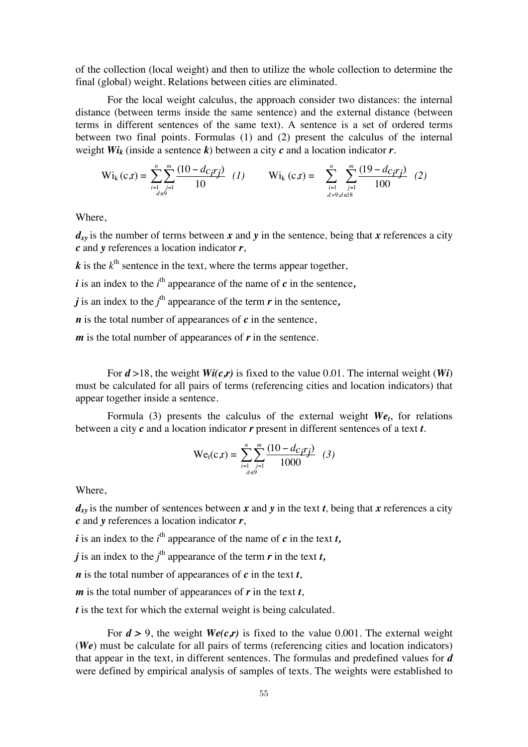of the collection (local weight) and then to utilize the whole collection to determine the final (global) weight. Relations between cities are eliminated.

For the local weight calculus, the approach consider two distances: the internal distance (between terms inside the same sentence) and the external distance (between terms in different sentences of the same text). A sentence is a set of ordered terms between two final points. Formulas (1) and (2) present the calculus of the internal weight $Wi_k$ (inside a sentence $k$) between a city $c$ and a location indicator $r$.

$$\mathrm{Wi}_k(c,r) = \sum_{\substack{i=1 \\ d \le 9}}^{n} \sum_{j=1}^{m} \frac{(10 - d_{c_i r_j})}{10} \quad (1) \qquad \mathrm{Wi}_k(c,r) = \sum_{\substack{i=1 \\ d > 9; d \le 18}}^{n} \sum_{j=1}^{m} \frac{(19 - d_{c_i r_j})}{100} \quad (2)$$

Where,

$d_{xy}$ is the number of terms between $x$ and $y$ in the sentence, being that $x$ references a city $c$ and $y$ references a location indicator $r$,

$k$ is the $k^{th}$ sentence in the text, where the terms appear together,

$i$ is an index to the $i^{th}$ appearance of the name of $c$ in the sentence,

$j$ is an index to the $j^{th}$ appearance of the term $r$ in the sentence,

$n$ is the total number of appearances of $c$ in the sentence,

$m$ is the total number of appearances of $r$ in the sentence.

For $d > 18$, the weight $Wi(c,r)$ is fixed to the value 0.01. The internal weight ($Wi$) must be calculated for all pairs of terms (referencing cities and location indicators) that appear together inside a sentence.

Formula (3) presents the calculus of the external weight $We_t$, for relations between a city $c$ and a location indicator $r$ present in different sentences of a text $t$.

$$\mathrm{We}_t(c,r) = \sum_{\substack{i=1 \\ d \le 9}}^{n} \sum_{j=1}^{m} \frac{(10 - d_{c_i r_j})}{1000} \quad (3)$$

Where,

$d_{xy}$ is the number of sentences between $x$ and $y$ in the text $t$, being that $x$ references a city $c$ and $y$ references a location indicator $r$,

$i$ is an index to the $i^{th}$ appearance of the name of $c$ in the text $t$,

$j$ is an index to the $j^{th}$ appearance of the term $r$ in the text $t$,

$n$ is the total number of appearances of $c$ in the text $t$,

$m$ is the total number of appearances of $r$ in the text $t$,

$t$ is the text for which the external weight is being calculated.

For $d > 9$, the weight $We(c,r)$ is fixed to the value 0.001. The external weight ($We$) must be calculate for all pairs of terms (referencing cities and location indicators) that appear in the text, in different sentences. The formulas and predefined values for $d$ were defined by empirical analysis of samples of texts. The weights were established to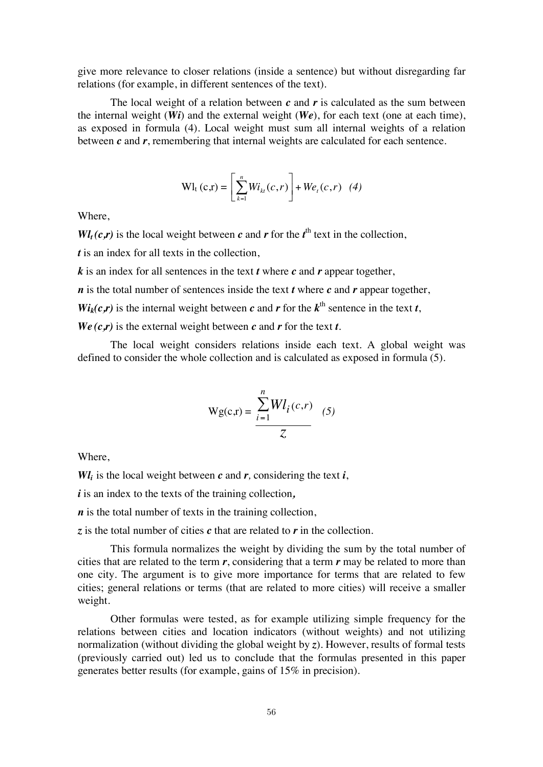give more relevance to closer relations (inside a sentence) but without disregarding far relations (for example, in different sentences of the text).

The local weight of a relation between ***c*** and ***r*** is calculated as the sum between the internal weight (***Wi***) and the external weight (***We***), for each text (one at each time), as exposed in formula (4). Local weight must sum all internal weights of a relation between ***c*** and ***r***, remembering that internal weights are calculated for each sentence.

$$\mathrm{Wl}_t(c,r) = \left[ \sum_{k=1}^{n} Wi_{kt}(c,r) \right] + We_t(c,r) \quad (4)$$

Where,

$Wl_t(c,r)$ is the local weight between ***c*** and ***r*** for the $t^{th}$ text in the collection,

***t*** is an index for all texts in the collection,

***k*** is an index for all sentences in the text ***t*** where ***c*** and ***r*** appear together,

***n*** is the total number of sentences inside the text ***t*** where ***c*** and ***r*** appear together,

$Wi_k(c,r)$ is the internal weight between ***c*** and ***r*** for the $k^{th}$ sentence in the text ***t***,

$We(c,r)$ is the external weight between ***c*** and ***r*** for the text ***t***.

The local weight considers relations inside each text. A global weight was defined to consider the whole collection and is calculated as exposed in formula (5).

$$\mathrm{Wg}(c,r) = \frac{\sum_{i=1}^{n} Wl_i(c,r)}{z} \quad (5)$$

Where,

$Wl_i$ is the local weight between ***c*** and ***r***, considering the text ***i***,

***i*** is an index to the texts of the training collection,

***n*** is the total number of texts in the training collection,

***z*** is the total number of cities ***c*** that are related to ***r*** in the collection.

This formula normalizes the weight by dividing the sum by the total number of cities that are related to the term ***r***, considering that a term ***r*** may be related to more than one city. The argument is to give more importance for terms that are related to few cities; general relations or terms (that are related to more cities) will receive a smaller weight.

Other formulas were tested, as for example utilizing simple frequency for the relations between cities and location indicators (without weights) and not utilizing normalization (without dividing the global weight by ***z***). However, results of formal tests (previously carried out) led us to conclude that the formulas presented in this paper generates better results (for example, gains of 15% in precision).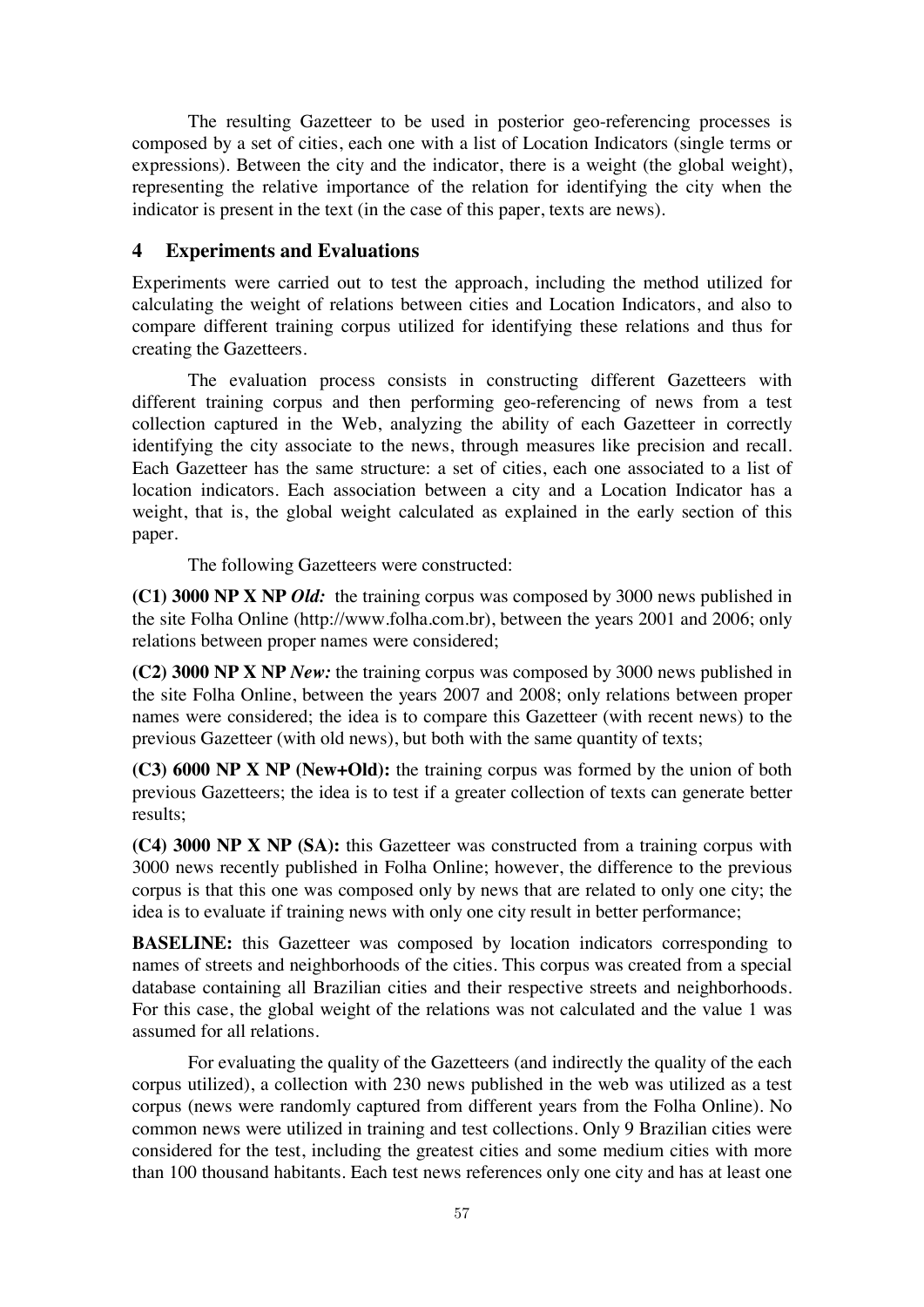The resulting Gazetteer to be used in posterior geo-referencing processes is composed by a set of cities, each one with a list of Location Indicators (single terms or expressions). Between the city and the indicator, there is a weight (the global weight), representing the relative importance of the relation for identifying the city when the indicator is present in the text (in the case of this paper, texts are news).

## 4 Experiments and Evaluations

Experiments were carried out to test the approach, including the method utilized for calculating the weight of relations between cities and Location Indicators, and also to compare different training corpus utilized for identifying these relations and thus for creating the Gazetteers.

The evaluation process consists in constructing different Gazetteers with different training corpus and then performing geo-referencing of news from a test collection captured in the Web, analyzing the ability of each Gazetteer in correctly identifying the city associate to the news, through measures like precision and recall. Each Gazetteer has the same structure: a set of cities, each one associated to a list of location indicators. Each association between a city and a Location Indicator has a weight, that is, the global weight calculated as explained in the early section of this paper.

The following Gazetteers were constructed:

**(C1) 3000 NP X NP *Old:*** the training corpus was composed by 3000 news published in the site Folha Online (http://www.folha.com.br), between the years 2001 and 2006; only relations between proper names were considered;

**(C2) 3000 NP X NP *New:*** the training corpus was composed by 3000 news published in the site Folha Online, between the years 2007 and 2008; only relations between proper names were considered; the idea is to compare this Gazetteer (with recent news) to the previous Gazetteer (with old news), but both with the same quantity of texts;

**(C3) 6000 NP X NP (New+Old):** the training corpus was formed by the union of both previous Gazetteers; the idea is to test if a greater collection of texts can generate better results;

**(C4) 3000 NP X NP (SA):** this Gazetteer was constructed from a training corpus with 3000 news recently published in Folha Online; however, the difference to the previous corpus is that this one was composed only by news that are related to only one city; the idea is to evaluate if training news with only one city result in better performance;

**BASELINE:** this Gazetteer was composed by location indicators corresponding to names of streets and neighborhoods of the cities. This corpus was created from a special database containing all Brazilian cities and their respective streets and neighborhoods. For this case, the global weight of the relations was not calculated and the value 1 was assumed for all relations.

For evaluating the quality of the Gazetteers (and indirectly the quality of the each corpus utilized), a collection with 230 news published in the web was utilized as a test corpus (news were randomly captured from different years from the Folha Online). No common news were utilized in training and test collections. Only 9 Brazilian cities were considered for the test, including the greatest cities and some medium cities with more than 100 thousand habitants. Each test news references only one city and has at least one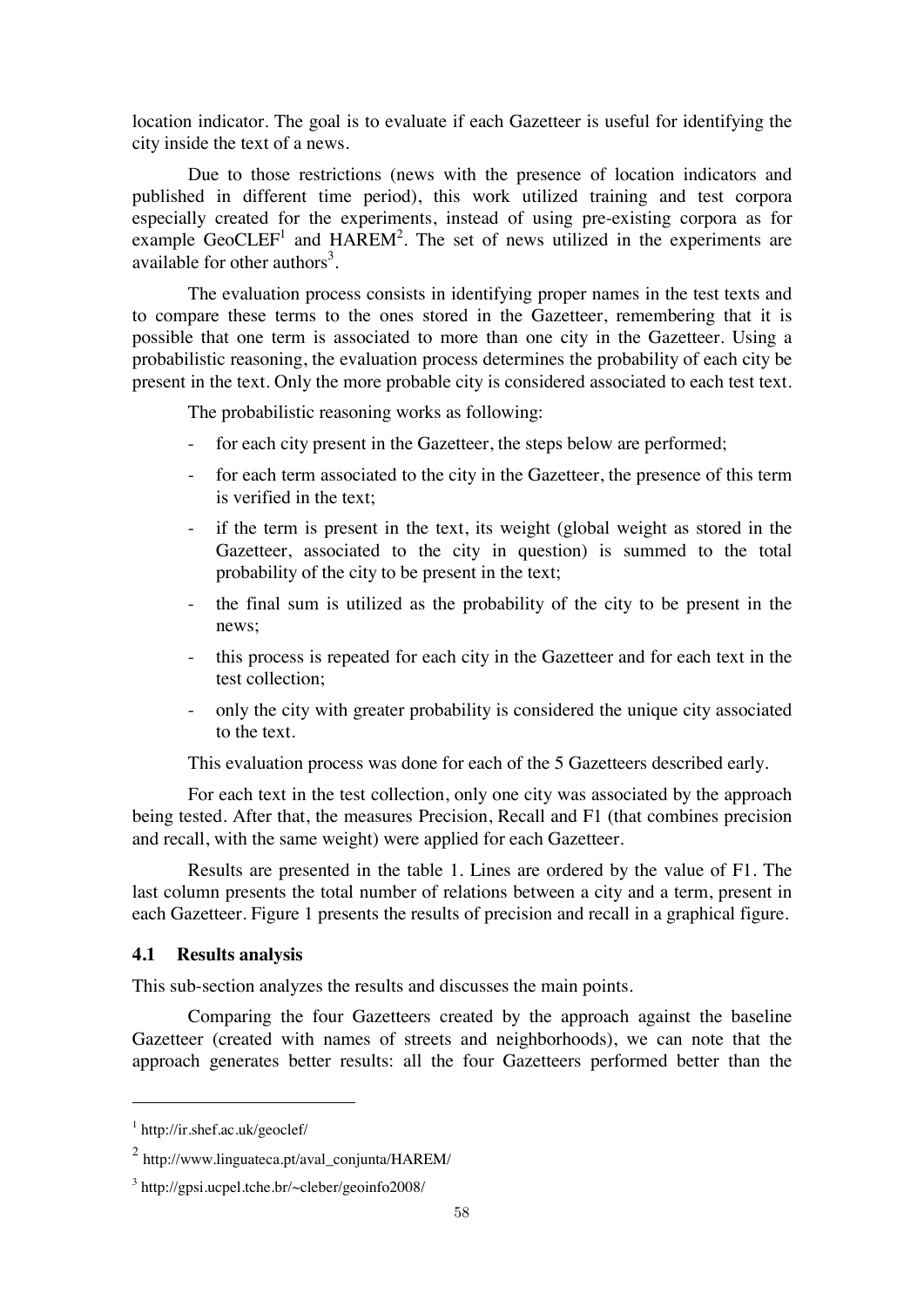location indicator. The goal is to evaluate if each Gazetteer is useful for identifying the city inside the text of a news.

Due to those restrictions (news with the presence of location indicators and published in different time period), this work utilized training and test corpora especially created for the experiments, instead of using pre-existing corpora as for example GeoCLEF[1] and HAREM[2]. The set of news utilized in the experiments are available for other authors[3].

The evaluation process consists in identifying proper names in the test texts and to compare these terms to the ones stored in the Gazetteer, remembering that it is possible that one term is associated to more than one city in the Gazetteer. Using a probabilistic reasoning, the evaluation process determines the probability of each city be present in the text. Only the more probable city is considered associated to each test text.

The probabilistic reasoning works as following:

- for each city present in the Gazetteer, the steps below are performed;
- for each term associated to the city in the Gazetteer, the presence of this term is verified in the text;
- if the term is present in the text, its weight (global weight as stored in the Gazetteer, associated to the city in question) is summed to the total probability of the city to be present in the text;
- the final sum is utilized as the probability of the city to be present in the news;
- this process is repeated for each city in the Gazetteer and for each text in the test collection;
- only the city with greater probability is considered the unique city associated to the text.

This evaluation process was done for each of the 5 Gazetteers described early.

For each text in the test collection, only one city was associated by the approach being tested. After that, the measures Precision, Recall and F1 (that combines precision and recall, with the same weight) were applied for each Gazetteer.

Results are presented in the table 1. Lines are ordered by the value of F1. The last column presents the total number of relations between a city and a term, present in each Gazetteer. Figure 1 presents the results of precision and recall in a graphical figure.

### 4.1 Results analysis

This sub-section analyzes the results and discusses the main points.

Comparing the four Gazetteers created by the approach against the baseline Gazetteer (created with names of streets and neighborhoods), we can note that the approach generates better results: all the four Gazetteers performed better than the

---

[1] http://ir.shef.ac.uk/geoclef/

[2] http://www.linguateca.pt/aval_conjunta/HAREM/

[3] http://gpsi.ucpel.tche.br/~cleber/geoinfo2008/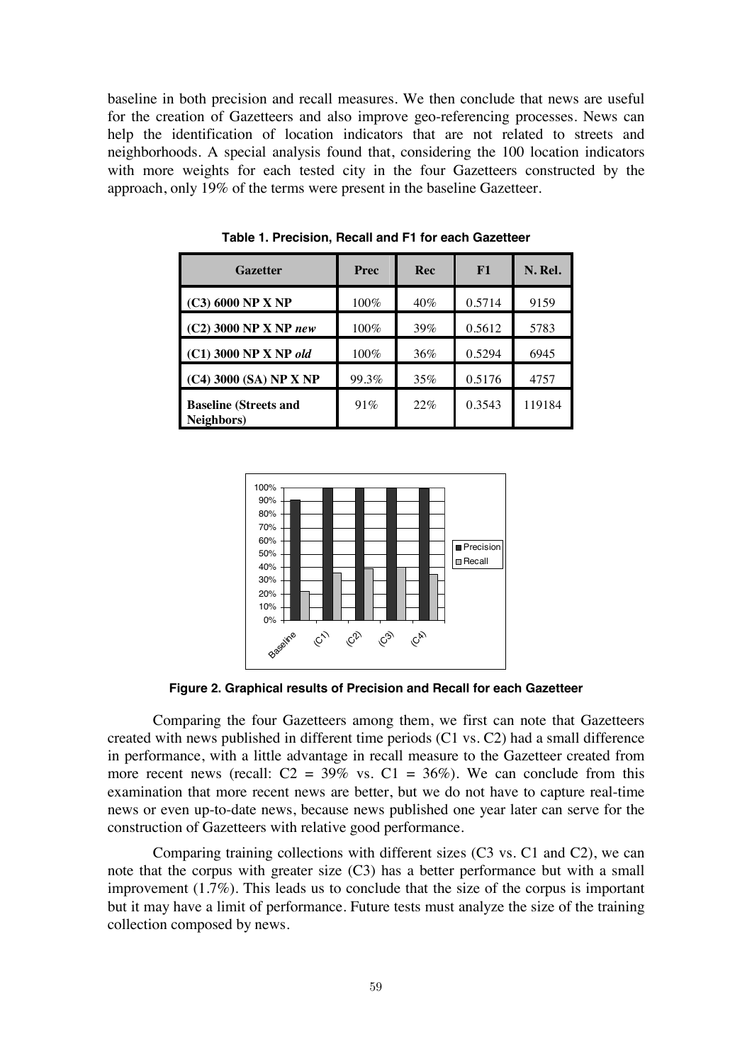baseline in both precision and recall measures. We then conclude that news are useful for the creation of Gazetteers and also improve geo-referencing processes. News can help the identification of location indicators that are not related to streets and neighborhoods. A special analysis found that, considering the 100 location indicators with more weights for each tested city in the four Gazetteers constructed by the approach, only 19% of the terms were present in the baseline Gazetteer.

**Table 1. Precision, Recall and F1 for each Gazetteer**

| Gazetter | Prec | Rec | F1 | N. Rel. |
|---|---|---|---|---|
| **(C3) 6000 NP X NP** | 100% | 40% | 0.5714 | 9159 |
| **(C2) 3000 NP X NP *new*** | 100% | 39% | 0.5612 | 5783 |
| **(C1) 3000 NP X NP *old*** | 100% | 36% | 0.5294 | 6945 |
| **(C4) 3000 (SA) NP X NP** | 99.3% | 35% | 0.5176 | 4757 |
| **Baseline (Streets and Neighbors)** | 91% | 22% | 0.3543 | 119184 |

**Figure 2. Graphical results of Precision and Recall for each Gazetteer**

Comparing the four Gazetteers among them, we first can note that Gazetteers created with news published in different time periods (C1 vs. C2) had a small difference in performance, with a little advantage in recall measure to the Gazetteer created from more recent news (recall: C2 = 39% vs. C1 = 36%). We can conclude from this examination that more recent news are better, but we do not have to capture real-time news or even up-to-date news, because news published one year later can serve for the construction of Gazetteers with relative good performance.

Comparing training collections with different sizes (C3 vs. C1 and C2), we can note that the corpus with greater size (C3) has a better performance but with a small improvement (1.7%). This leads us to conclude that the size of the corpus is important but it may have a limit of performance. Future tests must analyze the size of the training collection composed by news.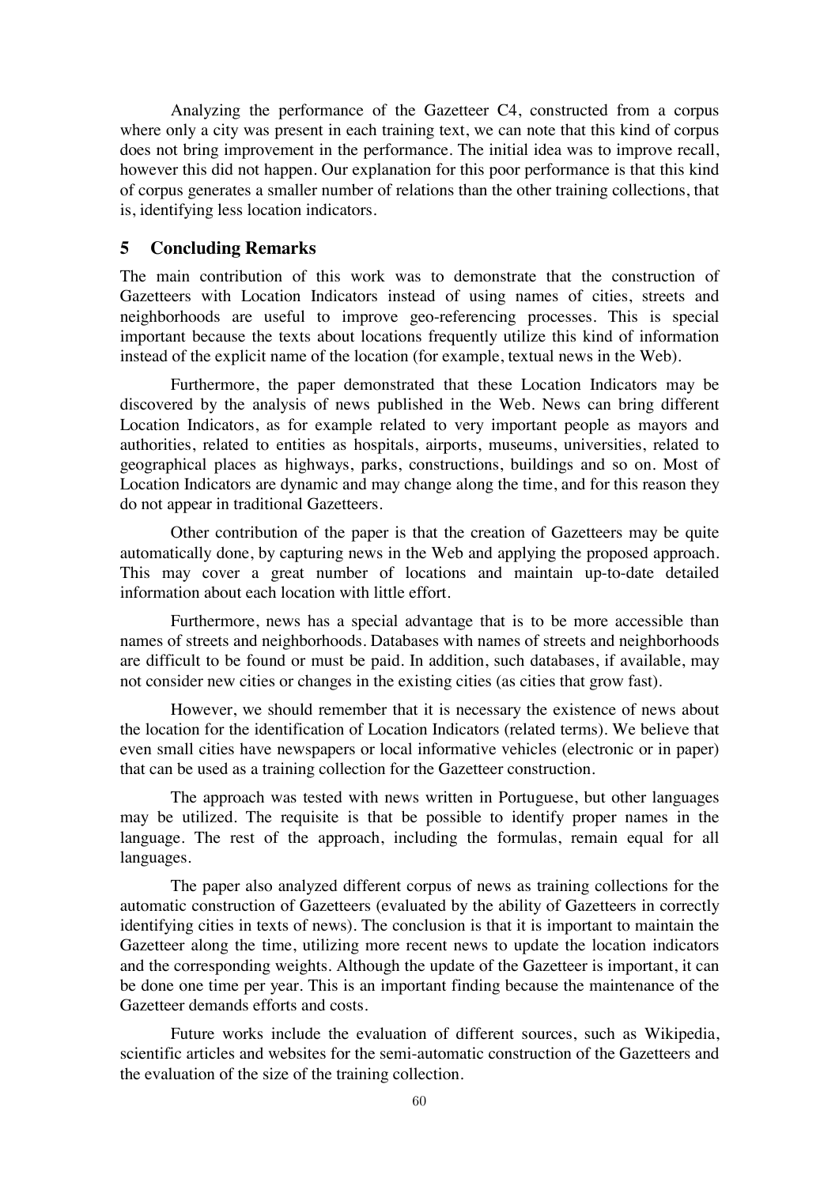Analyzing the performance of the Gazetteer C4, constructed from a corpus where only a city was present in each training text, we can note that this kind of corpus does not bring improvement in the performance. The initial idea was to improve recall, however this did not happen. Our explanation for this poor performance is that this kind of corpus generates a smaller number of relations than the other training collections, that is, identifying less location indicators.

## 5 Concluding Remarks

The main contribution of this work was to demonstrate that the construction of Gazetteers with Location Indicators instead of using names of cities, streets and neighborhoods are useful to improve geo-referencing processes. This is special important because the texts about locations frequently utilize this kind of information instead of the explicit name of the location (for example, textual news in the Web).

Furthermore, the paper demonstrated that these Location Indicators may be discovered by the analysis of news published in the Web. News can bring different Location Indicators, as for example related to very important people as mayors and authorities, related to entities as hospitals, airports, museums, universities, related to geographical places as highways, parks, constructions, buildings and so on. Most of Location Indicators are dynamic and may change along the time, and for this reason they do not appear in traditional Gazetteers.

Other contribution of the paper is that the creation of Gazetteers may be quite automatically done, by capturing news in the Web and applying the proposed approach. This may cover a great number of locations and maintain up-to-date detailed information about each location with little effort.

Furthermore, news has a special advantage that is to be more accessible than names of streets and neighborhoods. Databases with names of streets and neighborhoods are difficult to be found or must be paid. In addition, such databases, if available, may not consider new cities or changes in the existing cities (as cities that grow fast).

However, we should remember that it is necessary the existence of news about the location for the identification of Location Indicators (related terms). We believe that even small cities have newspapers or local informative vehicles (electronic or in paper) that can be used as a training collection for the Gazetteer construction.

The approach was tested with news written in Portuguese, but other languages may be utilized. The requisite is that be possible to identify proper names in the language. The rest of the approach, including the formulas, remain equal for all languages.

The paper also analyzed different corpus of news as training collections for the automatic construction of Gazetteers (evaluated by the ability of Gazetteers in correctly identifying cities in texts of news). The conclusion is that it is important to maintain the Gazetteer along the time, utilizing more recent news to update the location indicators and the corresponding weights. Although the update of the Gazetteer is important, it can be done one time per year. This is an important finding because the maintenance of the Gazetteer demands efforts and costs.

Future works include the evaluation of different sources, such as Wikipedia, scientific articles and websites for the semi-automatic construction of the Gazetteers and the evaluation of the size of the training collection.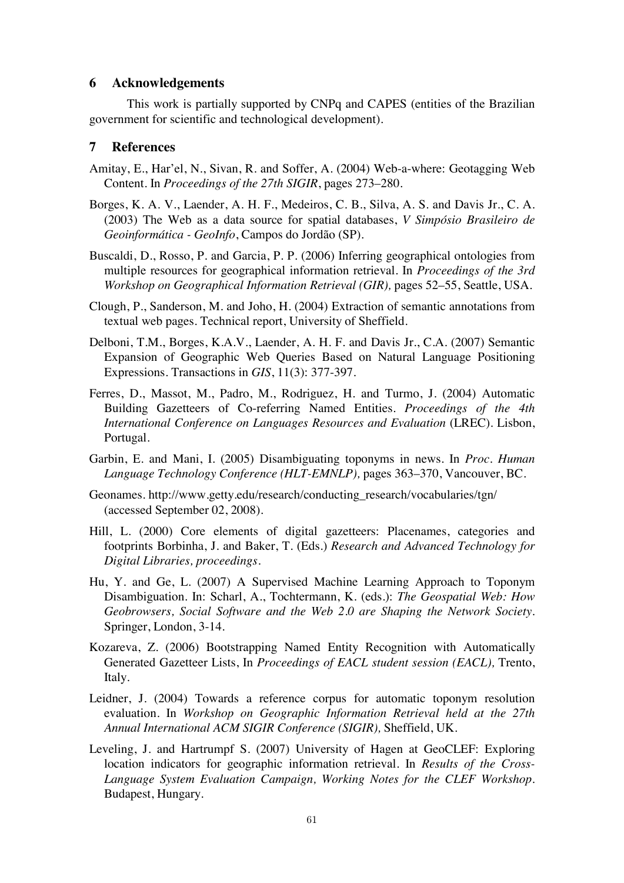## 6 Acknowledgements

This work is partially supported by CNPq and CAPES (entities of the Brazilian government for scientific and technological development).

## 7 References

Amitay, E., Har'el, N., Sivan, R. and Soffer, A. (2004) Web-a-where: Geotagging Web Content. In *Proceedings of the 27th SIGIR*, pages 273–280.

Borges, K. A. V., Laender, A. H. F., Medeiros, C. B., Silva, A. S. and Davis Jr., C. A. (2003) The Web as a data source for spatial databases, *V Simpósio Brasileiro de Geoinformática - GeoInfo*, Campos do Jordão (SP).

Buscaldi, D., Rosso, P. and Garcia, P. P. (2006) Inferring geographical ontologies from multiple resources for geographical information retrieval. In *Proceedings of the 3rd Workshop on Geographical Information Retrieval (GIR),* pages 52–55, Seattle, USA.

Clough, P., Sanderson, M. and Joho, H. (2004) Extraction of semantic annotations from textual web pages. Technical report, University of Sheffield.

Delboni, T.M., Borges, K.A.V., Laender, A. H. F. and Davis Jr., C.A. (2007) Semantic Expansion of Geographic Web Queries Based on Natural Language Positioning Expressions. Transactions in *GIS*, 11(3): 377-397.

Ferres, D., Massot, M., Padro, M., Rodriguez, H. and Turmo, J. (2004) Automatic Building Gazetteers of Co-referring Named Entities. *Proceedings of the 4th International Conference on Languages Resources and Evaluation* (LREC). Lisbon, Portugal.

Garbin, E. and Mani, I. (2005) Disambiguating toponyms in news. In *Proc. Human Language Technology Conference (HLT-EMNLP),* pages 363–370, Vancouver, BC.

Geonames. http://www.getty.edu/research/conducting_research/vocabularies/tgn/ (accessed September 02, 2008).

Hill, L. (2000) Core elements of digital gazetteers: Placenames, categories and footprints Borbinha, J. and Baker, T. (Eds.) *Research and Advanced Technology for Digital Libraries, proceedings*.

Hu, Y. and Ge, L. (2007) A Supervised Machine Learning Approach to Toponym Disambiguation. In: Scharl, A., Tochtermann, K. (eds.): *The Geospatial Web: How Geobrowsers, Social Software and the Web 2.0 are Shaping the Network Society*. Springer, London, 3-14.

Kozareva, Z. (2006) Bootstrapping Named Entity Recognition with Automatically Generated Gazetteer Lists, In *Proceedings of EACL student session (EACL),* Trento, Italy.

Leidner, J. (2004) Towards a reference corpus for automatic toponym resolution evaluation. In *Workshop on Geographic Information Retrieval held at the 27th Annual International ACM SIGIR Conference (SIGIR),* Sheffield, UK.

Leveling, J. and Hartrumpf S. (2007) University of Hagen at GeoCLEF: Exploring location indicators for geographic information retrieval. In *Results of the Cross-Language System Evaluation Campaign, Working Notes for the CLEF Workshop*. Budapest, Hungary.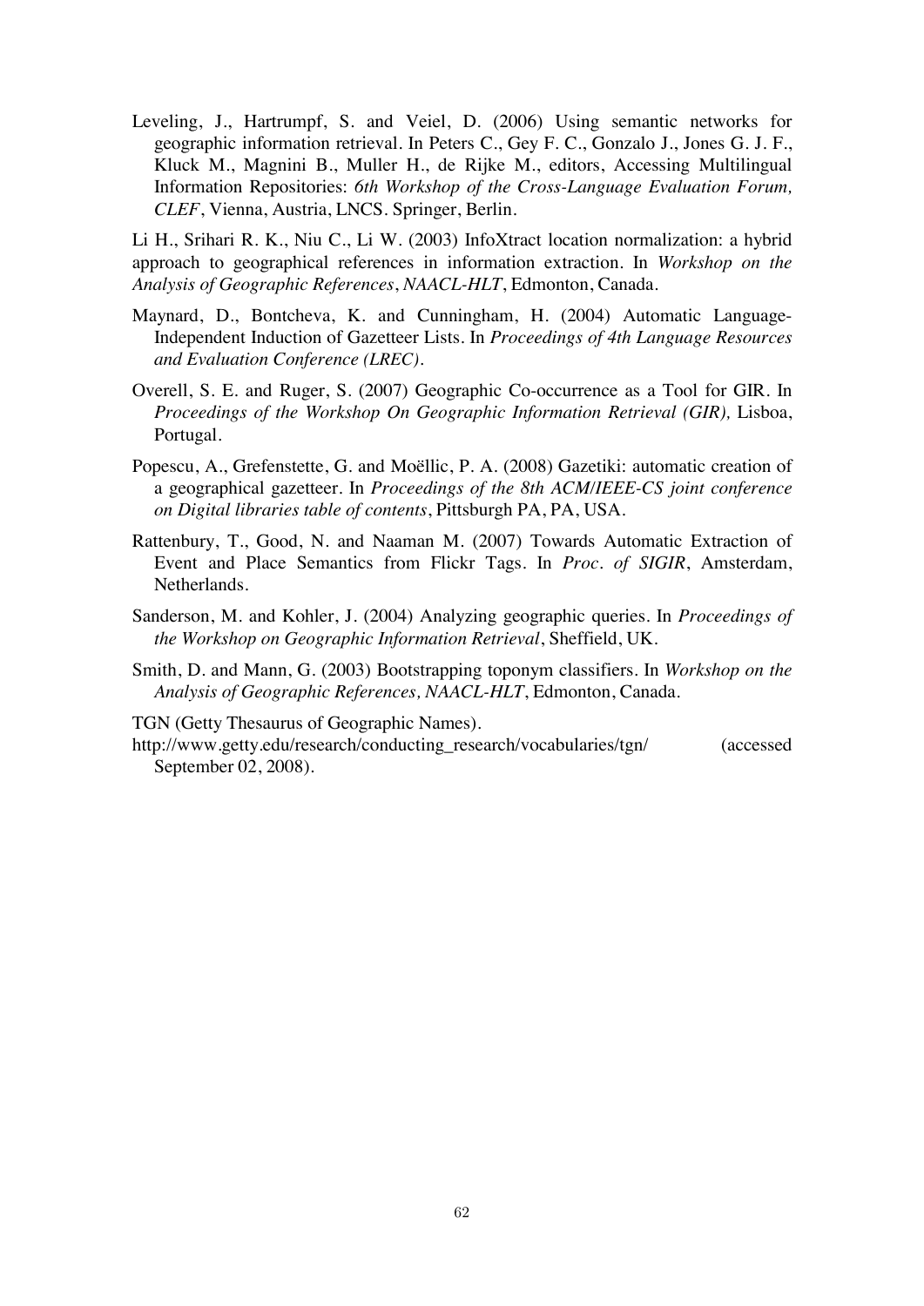Leveling, J., Hartrumpf, S. and Veiel, D. (2006) Using semantic networks for geographic information retrieval. In Peters C., Gey F. C., Gonzalo J., Jones G. J. F., Kluck M., Magnini B., Muller H., de Rijke M., editors, Accessing Multilingual Information Repositories: *6th Workshop of the Cross-Language Evaluation Forum, CLEF*, Vienna, Austria, LNCS. Springer, Berlin.

Li H., Srihari R. K., Niu C., Li W. (2003) InfoXtract location normalization: a hybrid approach to geographical references in information extraction. In *Workshop on the Analysis of Geographic References*, *NAACL-HLT*, Edmonton, Canada.

Maynard, D., Bontcheva, K. and Cunningham, H. (2004) Automatic Language-Independent Induction of Gazetteer Lists. In *Proceedings of 4th Language Resources and Evaluation Conference (LREC).*

Overell, S. E. and Ruger, S. (2007) Geographic Co-occurrence as a Tool for GIR. In *Proceedings of the Workshop On Geographic Information Retrieval (GIR),* Lisboa, Portugal.

Popescu, A., Grefenstette, G. and Moëllic, P. A. (2008) Gazetiki: automatic creation of a geographical gazetteer. In *Proceedings of the 8th ACM/IEEE-CS joint conference on Digital libraries table of contents*, Pittsburgh PA, PA, USA.

Rattenbury, T., Good, N. and Naaman M. (2007) Towards Automatic Extraction of Event and Place Semantics from Flickr Tags. In *Proc. of SIGIR*, Amsterdam, Netherlands.

Sanderson, M. and Kohler, J. (2004) Analyzing geographic queries. In *Proceedings of the Workshop on Geographic Information Retrieval*, Sheffield, UK.

Smith, D. and Mann, G. (2003) Bootstrapping toponym classifiers. In *Workshop on the Analysis of Geographic References, NAACL-HLT*, Edmonton, Canada.

TGN (Getty Thesaurus of Geographic Names).
http://www.getty.edu/research/conducting_research/vocabularies/tgn/ (accessed September 02, 2008).